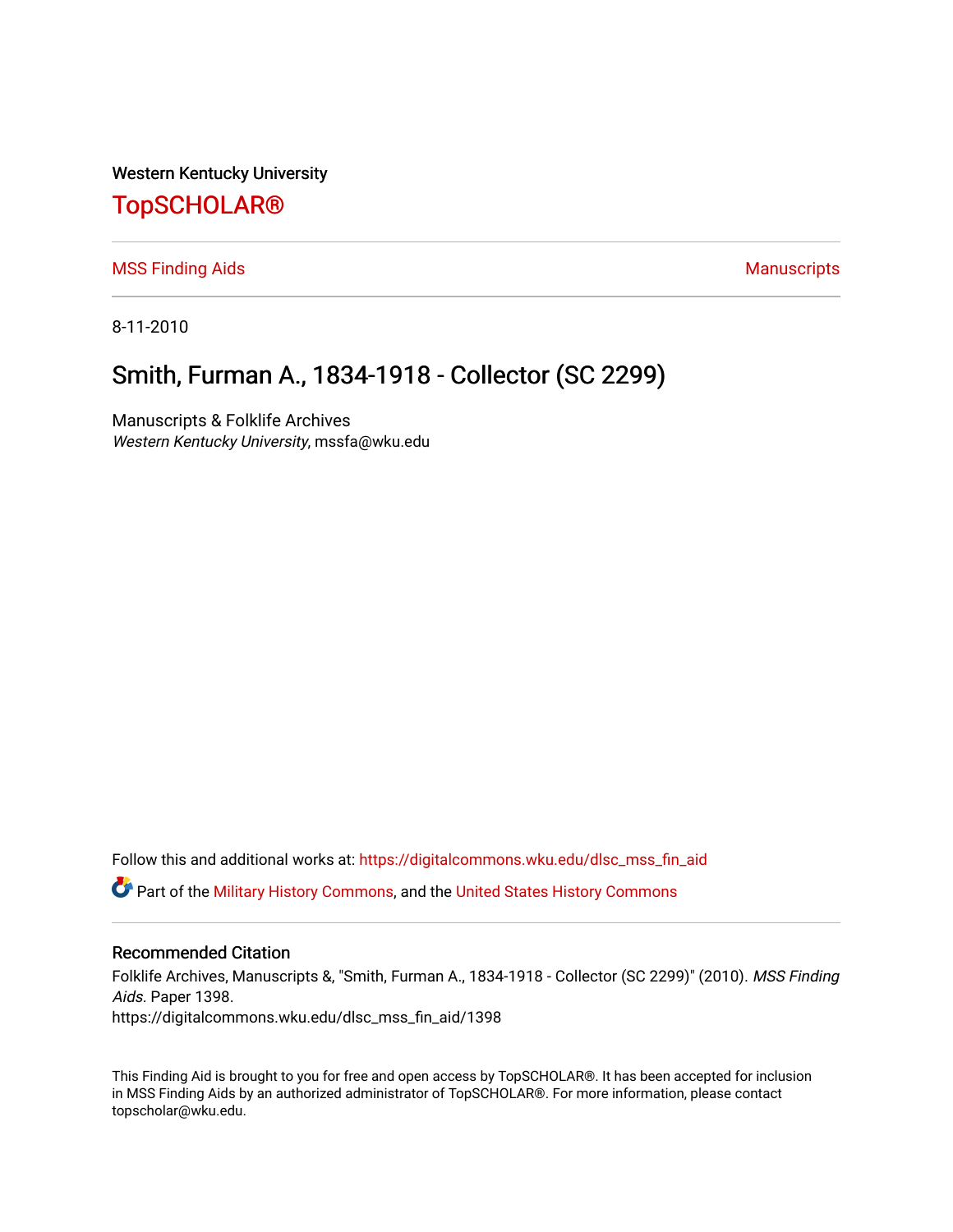Western Kentucky University

# TopSCHOLAR®

MSS Finding Aids | Manuscripts

8-11-2010

## Smith, Furman A., 1834-1918 - Collector (SC 2299)

Manuscripts & Folklife Archives
*Western Kentucky University*, mssfa@wku.edu

Follow this and additional works at: https://digitalcommons.wku.edu/dlsc_mss_fin_aid

Part of the Military History Commons, and the United States History Commons

### Recommended Citation

Folklife Archives, Manuscripts &, "Smith, Furman A., 1834-1918 - Collector (SC 2299)" (2010). *MSS Finding Aids.* Paper 1398.
https://digitalcommons.wku.edu/dlsc_mss_fin_aid/1398

This Finding Aid is brought to you for free and open access by TopSCHOLAR®. It has been accepted for inclusion in MSS Finding Aids by an authorized administrator of TopSCHOLAR®. For more information, please contact topscholar@wku.edu.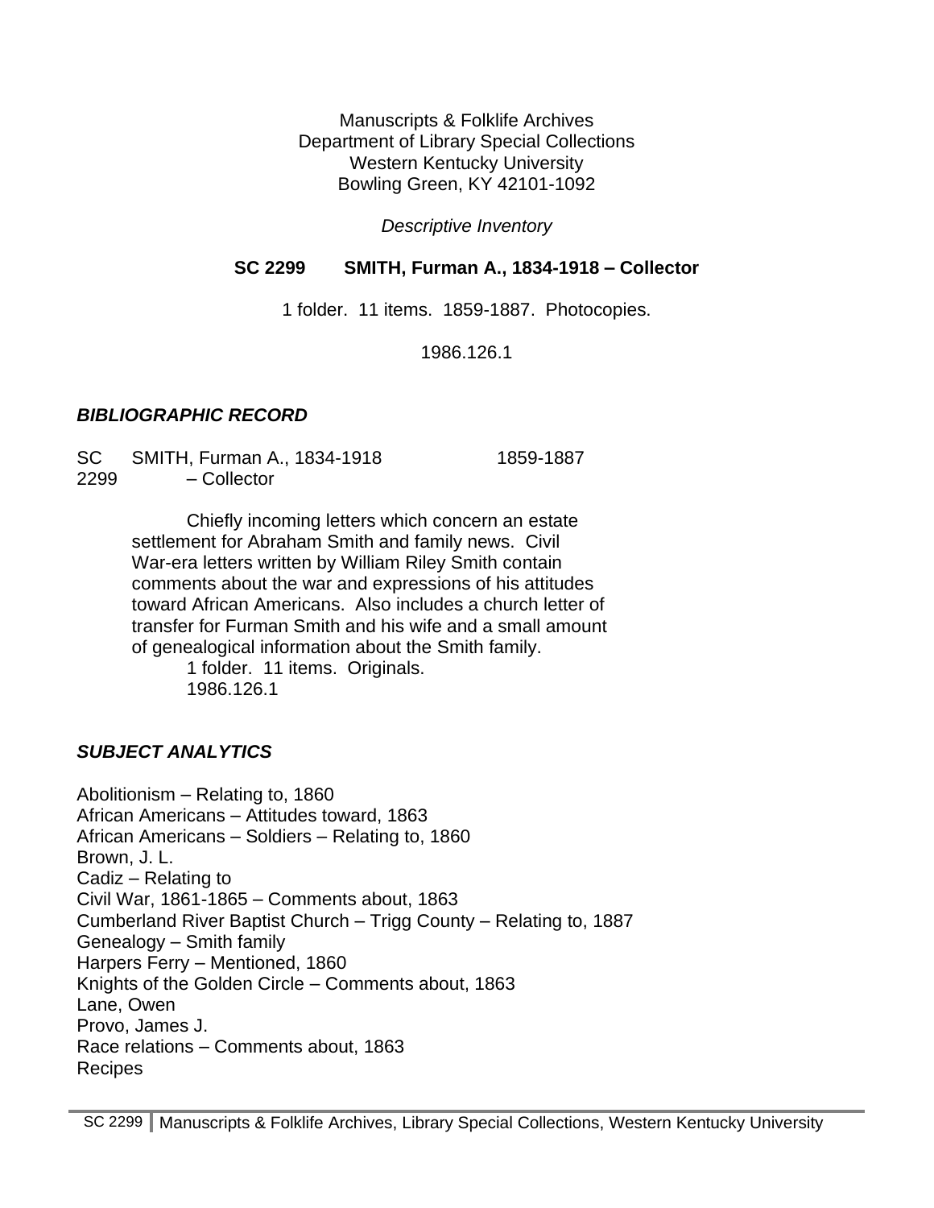Manuscripts & Folklife Archives
Department of Library Special Collections
Western Kentucky University
Bowling Green, KY 42101-1092

*Descriptive Inventory*

**SC 2299 SMITH, Furman A., 1834-1918 – Collector**

1 folder. 11 items. 1859-1887. Photocopies.

1986.126.1

## *BIBLIOGRAPHIC RECORD*

SC 2299 SMITH, Furman A., 1834-1918 – Collector 1859-1887

Chiefly incoming letters which concern an estate settlement for Abraham Smith and family news. Civil War-era letters written by William Riley Smith contain comments about the war and expressions of his attitudes toward African Americans. Also includes a church letter of transfer for Furman Smith and his wife and a small amount of genealogical information about the Smith family.

1 folder. 11 items. Originals.
1986.126.1

## *SUBJECT ANALYTICS*

Abolitionism – Relating to, 1860
African Americans – Attitudes toward, 1863
African Americans – Soldiers – Relating to, 1860
Brown, J. L.
Cadiz – Relating to
Civil War, 1861-1865 – Comments about, 1863
Cumberland River Baptist Church – Trigg County – Relating to, 1887
Genealogy – Smith family
Harpers Ferry – Mentioned, 1860
Knights of the Golden Circle – Comments about, 1863
Lane, Owen
Provo, James J.
Race relations – Comments about, 1863
Recipes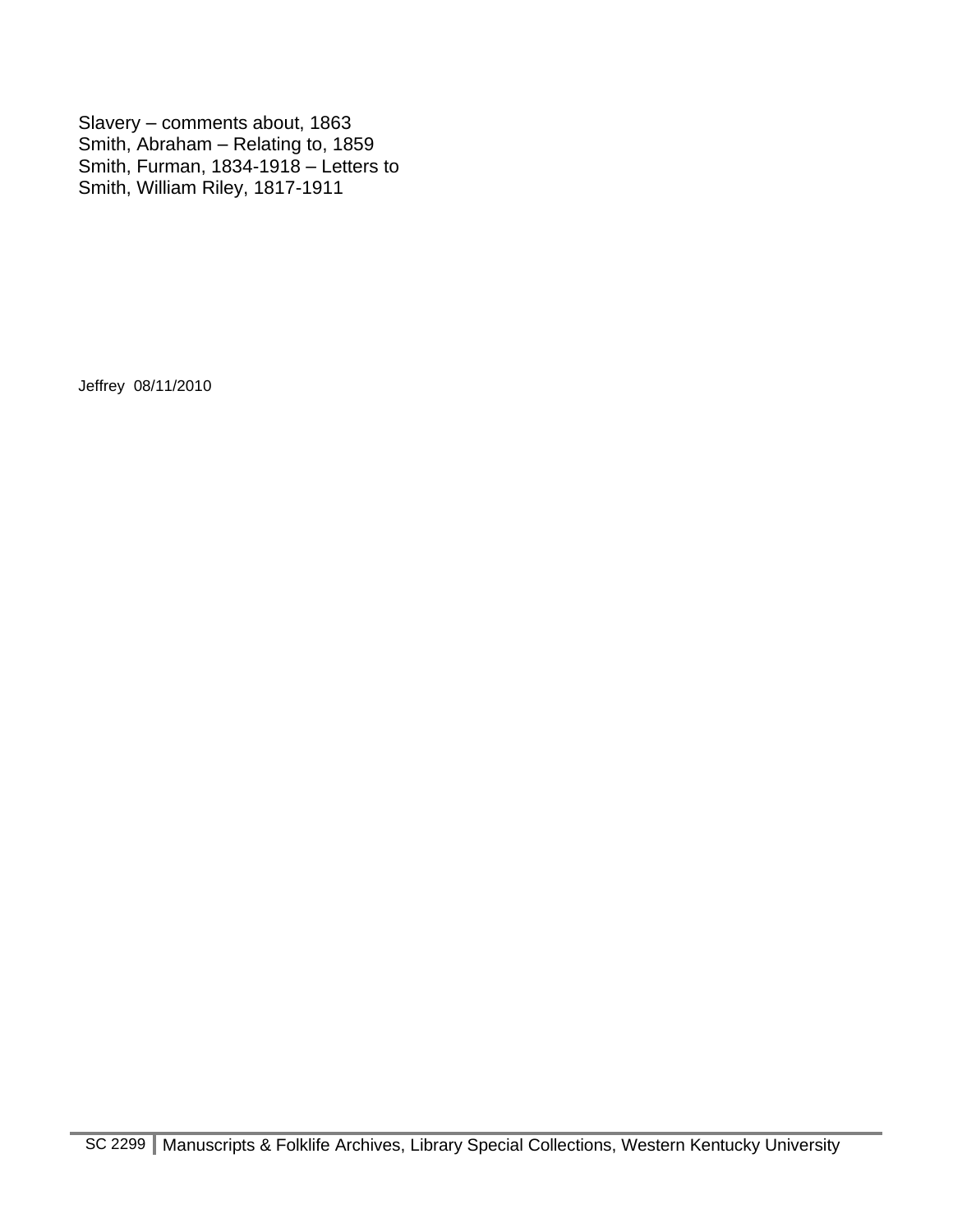Slavery – comments about, 1863
Smith, Abraham – Relating to, 1859
Smith, Furman, 1834-1918 – Letters to
Smith, William Riley, 1817-1911

Jeffrey 08/11/2010